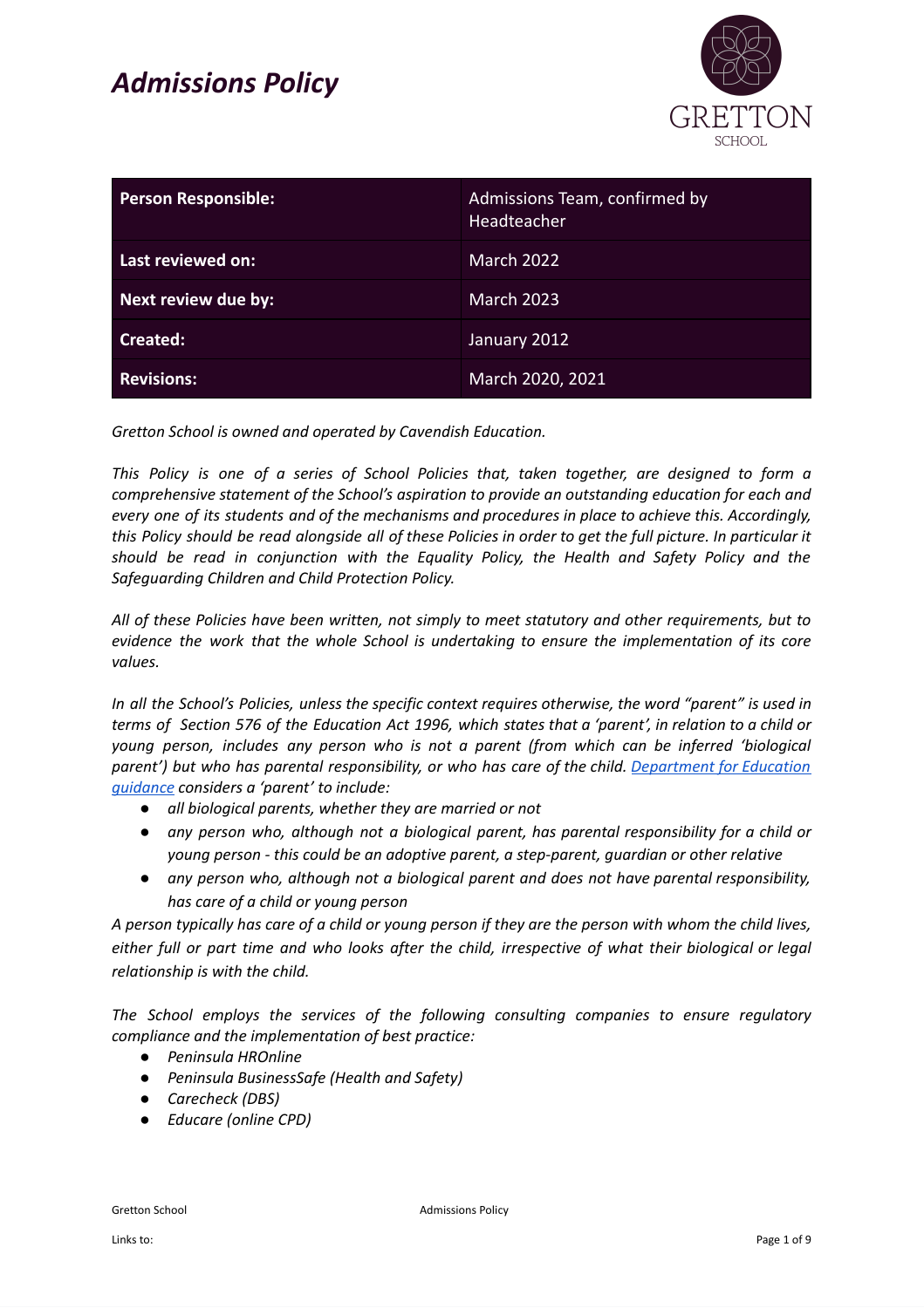# *Admissions Policy*

| Person Responsible: | Admissions Team, confirmed by Headteacher |
|---|---|
| **Last reviewed on:** | March 2022 |
| **Next review due by:** | March 2023 |
| **Created:** | January 2012 |
| **Revisions:** | March 2020, 2021 |

*Gretton School is owned and operated by Cavendish Education.*

*This Policy is one of a series of School Policies that, taken together, are designed to form a comprehensive statement of the School's aspiration to provide an outstanding education for each and every one of its students and of the mechanisms and procedures in place to achieve this. Accordingly, this Policy should be read alongside all of these Policies in order to get the full picture. In particular it should be read in conjunction with the Equality Policy, the Health and Safety Policy and the Safeguarding Children and Child Protection Policy.*

*All of these Policies have been written, not simply to meet statutory and other requirements, but to evidence the work that the whole School is undertaking to ensure the implementation of its core values.*

*In all the School's Policies, unless the specific context requires otherwise, the word "parent" is used in terms of Section 576 of the Education Act 1996, which states that a 'parent', in relation to a child or young person, includes any person who is not a parent (from which can be inferred 'biological parent') but who has parental responsibility, or who has care of the child. Department for Education guidance considers a 'parent' to include:*

- *all biological parents, whether they are married or not*
- *any person who, although not a biological parent, has parental responsibility for a child or young person - this could be an adoptive parent, a step-parent, guardian or other relative*
- *any person who, although not a biological parent and does not have parental responsibility, has care of a child or young person*

*A person typically has care of a child or young person if they are the person with whom the child lives, either full or part time and who looks after the child, irrespective of what their biological or legal relationship is with the child.*

*The School employs the services of the following consulting companies to ensure regulatory compliance and the implementation of best practice:*

- *Peninsula HROnline*
- *Peninsula BusinessSafe (Health and Safety)*
- *Carecheck (DBS)*
- *Educare (online CPD)*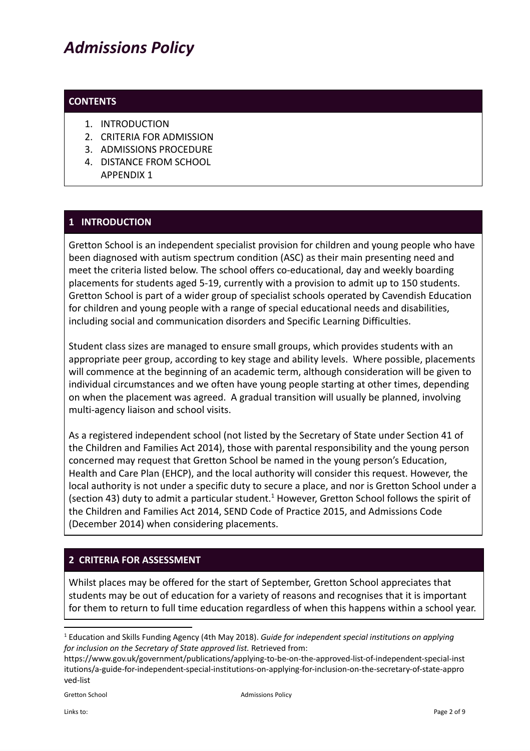# *Admissions Policy*

## CONTENTS

1. INTRODUCTION
2. CRITERIA FOR ADMISSION
3. ADMISSIONS PROCEDURE
4. DISTANCE FROM SCHOOL

APPENDIX 1

## 1 INTRODUCTION

Gretton School is an independent specialist provision for children and young people who have been diagnosed with autism spectrum condition (ASC) as their main presenting need and meet the criteria listed below. The school offers co-educational, day and weekly boarding placements for students aged 5-19, currently with a provision to admit up to 150 students. Gretton School is part of a wider group of specialist schools operated by Cavendish Education for children and young people with a range of special educational needs and disabilities, including social and communication disorders and Specific Learning Difficulties.

Student class sizes are managed to ensure small groups, which provides students with an appropriate peer group, according to key stage and ability levels. Where possible, placements will commence at the beginning of an academic term, although consideration will be given to individual circumstances and we often have young people starting at other times, depending on when the placement was agreed. A gradual transition will usually be planned, involving multi-agency liaison and school visits.

As a registered independent school (not listed by the Secretary of State under Section 41 of the Children and Families Act 2014), those with parental responsibility and the young person concerned may request that Gretton School be named in the young person's Education, Health and Care Plan (EHCP), and the local authority will consider this request. However, the local authority is not under a specific duty to secure a place, and nor is Gretton School under a (section 43) duty to admit a particular student.[1] However, Gretton School follows the spirit of the Children and Families Act 2014, SEND Code of Practice 2015, and Admissions Code (December 2014) when considering placements.

## 2 CRITERIA FOR ASSESSMENT

Whilst places may be offered for the start of September, Gretton School appreciates that students may be out of education for a variety of reasons and recognises that it is important for them to return to full time education regardless of when this happens within a school year.

[1] Education and Skills Funding Agency (4th May 2018). *Guide for independent special institutions on applying for inclusion on the Secretary of State approved list.* Retrieved from: https://www.gov.uk/government/publications/applying-to-be-on-the-approved-list-of-independent-special-institutions/a-guide-for-independent-special-institutions-on-applying-for-inclusion-on-the-secretary-of-state-approved-list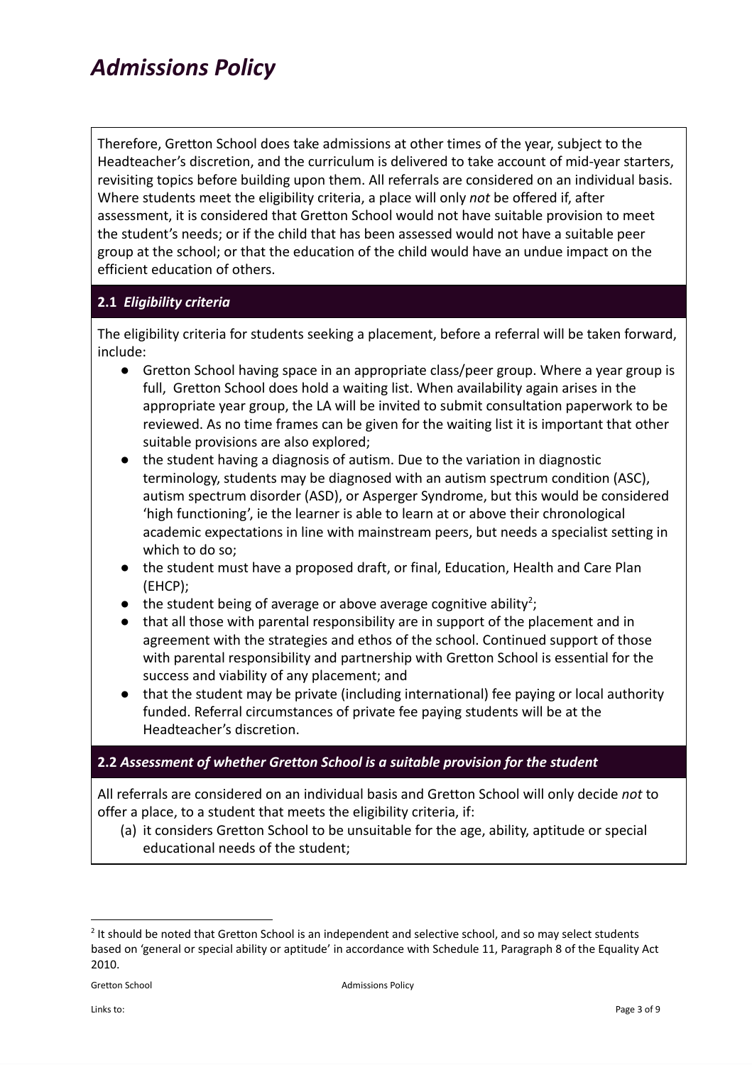Therefore, Gretton School does take admissions at other times of the year, subject to the Headteacher's discretion, and the curriculum is delivered to take account of mid-year starters, revisiting topics before building upon them. All referrals are considered on an individual basis. Where students meet the eligibility criteria, a place will only *not* be offered if, after assessment, it is considered that Gretton School would not have suitable provision to meet the student's needs; or if the child that has been assessed would not have a suitable peer group at the school; or that the education of the child would have an undue impact on the efficient education of others.

### 2.1 *Eligibility criteria*

The eligibility criteria for students seeking a placement, before a referral will be taken forward, include:

- Gretton School having space in an appropriate class/peer group. Where a year group is full, Gretton School does hold a waiting list. When availability again arises in the appropriate year group, the LA will be invited to submit consultation paperwork to be reviewed. As no time frames can be given for the waiting list it is important that other suitable provisions are also explored;
- the student having a diagnosis of autism. Due to the variation in diagnostic terminology, students may be diagnosed with an autism spectrum condition (ASC), autism spectrum disorder (ASD), or Asperger Syndrome, but this would be considered 'high functioning', ie the learner is able to learn at or above their chronological academic expectations in line with mainstream peers, but needs a specialist setting in which to do so;
- the student must have a proposed draft, or final, Education, Health and Care Plan (EHCP);
- the student being of average or above average cognitive ability[2];
- that all those with parental responsibility are in support of the placement and in agreement with the strategies and ethos of the school. Continued support of those with parental responsibility and partnership with Gretton School is essential for the success and viability of any placement; and
- that the student may be private (including international) fee paying or local authority funded. Referral circumstances of private fee paying students will be at the Headteacher's discretion.

### 2.2 *Assessment of whether Gretton School is a suitable provision for the student*

All referrals are considered on an individual basis and Gretton School will only decide *not* to offer a place, to a student that meets the eligibility criteria, if:

(a) it considers Gretton School to be unsuitable for the age, ability, aptitude or special educational needs of the student;

[2] It should be noted that Gretton School is an independent and selective school, and so may select students based on 'general or special ability or aptitude' in accordance with Schedule 11, Paragraph 8 of the Equality Act 2010.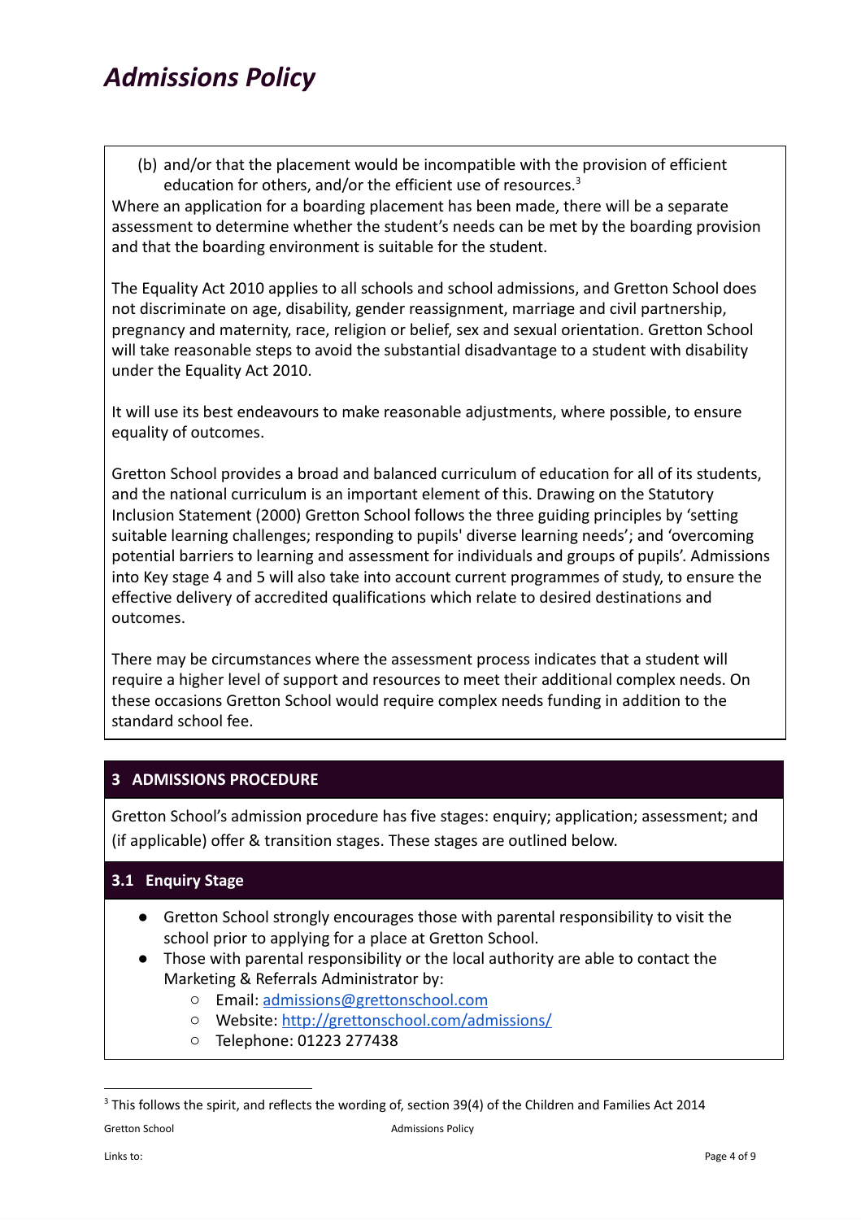(b) and/or that the placement would be incompatible with the provision of efficient education for others, and/or the efficient use of resources.[3]

Where an application for a boarding placement has been made, there will be a separate assessment to determine whether the student's needs can be met by the boarding provision and that the boarding environment is suitable for the student.

The Equality Act 2010 applies to all schools and school admissions, and Gretton School does not discriminate on age, disability, gender reassignment, marriage and civil partnership, pregnancy and maternity, race, religion or belief, sex and sexual orientation. Gretton School will take reasonable steps to avoid the substantial disadvantage to a student with disability under the Equality Act 2010.

It will use its best endeavours to make reasonable adjustments, where possible, to ensure equality of outcomes.

Gretton School provides a broad and balanced curriculum of education for all of its students, and the national curriculum is an important element of this. Drawing on the Statutory Inclusion Statement (2000) Gretton School follows the three guiding principles by 'setting suitable learning challenges; responding to pupils' diverse learning needs'; and 'overcoming potential barriers to learning and assessment for individuals and groups of pupils'. Admissions into Key stage 4 and 5 will also take into account current programmes of study, to ensure the effective delivery of accredited qualifications which relate to desired destinations and outcomes.

There may be circumstances where the assessment process indicates that a student will require a higher level of support and resources to meet their additional complex needs. On these occasions Gretton School would require complex needs funding in addition to the standard school fee.

## 3 ADMISSIONS PROCEDURE

Gretton School's admission procedure has five stages: enquiry; application; assessment; and (if applicable) offer & transition stages. These stages are outlined below.

### 3.1 Enquiry Stage

- Gretton School strongly encourages those with parental responsibility to visit the school prior to applying for a place at Gretton School.
- Those with parental responsibility or the local authority are able to contact the Marketing & Referrals Administrator by:
  - Email: admissions@grettonschool.com
  - Website: http://grettonschool.com/admissions/
  - Telephone: 01223 277438

[3] This follows the spirit, and reflects the wording of, section 39(4) of the Children and Families Act 2014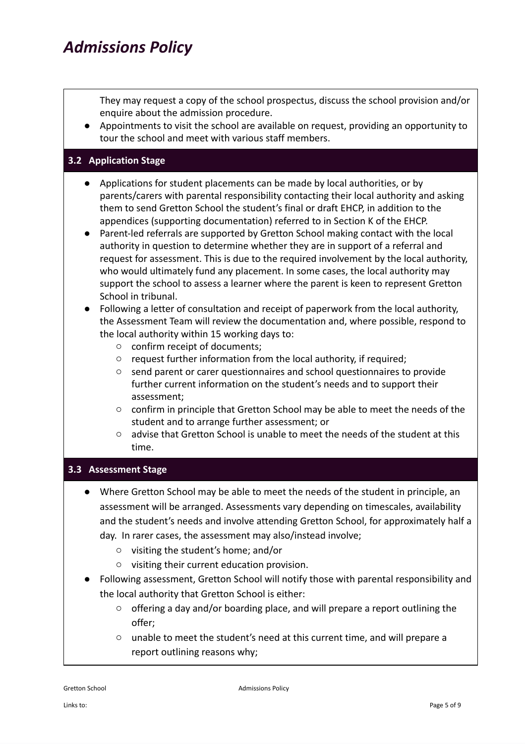# *Admissions Policy*

They may request a copy of the school prospectus, discuss the school provision and/or enquire about the admission procedure.

- Appointments to visit the school are available on request, providing an opportunity to tour the school and meet with various staff members.

### 3.2 Application Stage

- Applications for student placements can be made by local authorities, or by parents/carers with parental responsibility contacting their local authority and asking them to send Gretton School the student's final or draft EHCP, in addition to the appendices (supporting documentation) referred to in Section K of the EHCP.
- Parent-led referrals are supported by Gretton School making contact with the local authority in question to determine whether they are in support of a referral and request for assessment. This is due to the required involvement by the local authority, who would ultimately fund any placement. In some cases, the local authority may support the school to assess a learner where the parent is keen to represent Gretton School in tribunal.
- Following a letter of consultation and receipt of paperwork from the local authority, the Assessment Team will review the documentation and, where possible, respond to the local authority within 15 working days to:
  - confirm receipt of documents;
  - request further information from the local authority, if required;
  - send parent or carer questionnaires and school questionnaires to provide further current information on the student's needs and to support their assessment;
  - confirm in principle that Gretton School may be able to meet the needs of the student and to arrange further assessment; or
  - advise that Gretton School is unable to meet the needs of the student at this time.

### 3.3 Assessment Stage

- Where Gretton School may be able to meet the needs of the student in principle, an assessment will be arranged. Assessments vary depending on timescales, availability and the student's needs and involve attending Gretton School, for approximately half a day. In rarer cases, the assessment may also/instead involve;
  - visiting the student's home; and/or
  - visiting their current education provision.
- Following assessment, Gretton School will notify those with parental responsibility and the local authority that Gretton School is either:
  - offering a day and/or boarding place, and will prepare a report outlining the offer;
  - unable to meet the student's need at this current time, and will prepare a report outlining reasons why;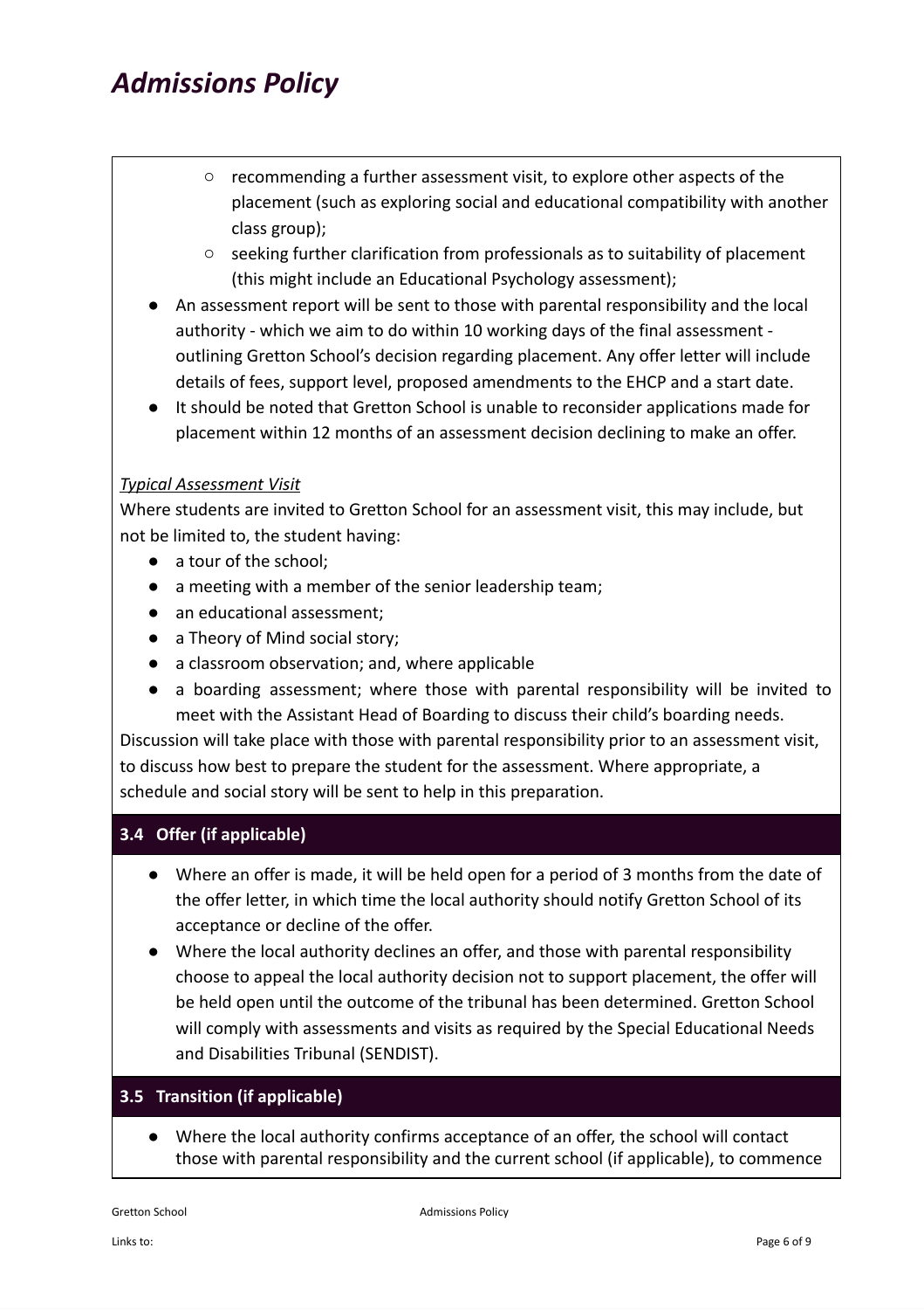- recommending a further assessment visit, to explore other aspects of the placement (such as exploring social and educational compatibility with another class group);
    - seeking further clarification from professionals as to suitability of placement (this might include an Educational Psychology assessment);
- An assessment report will be sent to those with parental responsibility and the local authority - which we aim to do within 10 working days of the final assessment - outlining Gretton School's decision regarding placement. Any offer letter will include details of fees, support level, proposed amendments to the EHCP and a start date.
- It should be noted that Gretton School is unable to reconsider applications made for placement within 12 months of an assessment decision declining to make an offer.

*Typical Assessment Visit*

Where students are invited to Gretton School for an assessment visit, this may include, but not be limited to, the student having:

- a tour of the school;
- a meeting with a member of the senior leadership team;
- an educational assessment;
- a Theory of Mind social story;
- a classroom observation; and, where applicable
- a boarding assessment; where those with parental responsibility will be invited to meet with the Assistant Head of Boarding to discuss their child's boarding needs.

Discussion will take place with those with parental responsibility prior to an assessment visit, to discuss how best to prepare the student for the assessment. Where appropriate, a schedule and social story will be sent to help in this preparation.

### 3.4 Offer (if applicable)

- Where an offer is made, it will be held open for a period of 3 months from the date of the offer letter, in which time the local authority should notify Gretton School of its acceptance or decline of the offer.
- Where the local authority declines an offer, and those with parental responsibility choose to appeal the local authority decision not to support placement, the offer will be held open until the outcome of the tribunal has been determined. Gretton School will comply with assessments and visits as required by the Special Educational Needs and Disabilities Tribunal (SENDIST).

### 3.5 Transition (if applicable)

- Where the local authority confirms acceptance of an offer, the school will contact those with parental responsibility and the current school (if applicable), to commence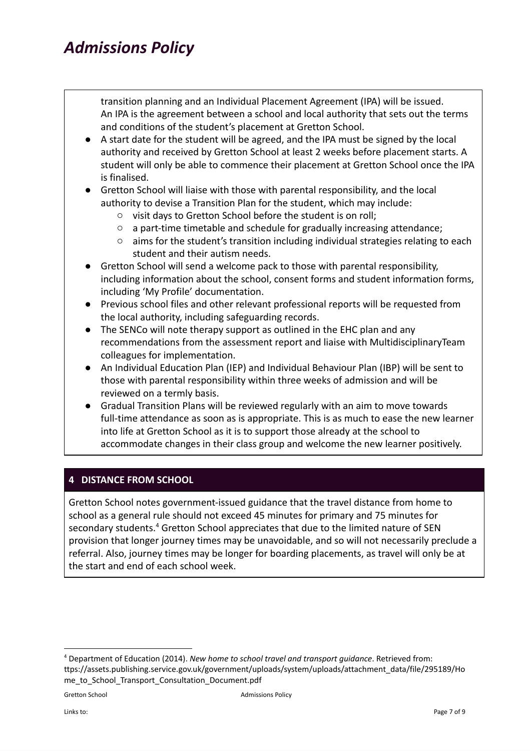transition planning and an Individual Placement Agreement (IPA) will be issued. An IPA is the agreement between a school and local authority that sets out the terms and conditions of the student's placement at Gretton School.

- A start date for the student will be agreed, and the IPA must be signed by the local authority and received by Gretton School at least 2 weeks before placement starts. A student will only be able to commence their placement at Gretton School once the IPA is finalised.
- Gretton School will liaise with those with parental responsibility, and the local authority to devise a Transition Plan for the student, which may include:
    - visit days to Gretton School before the student is on roll;
    - a part-time timetable and schedule for gradually increasing attendance;
    - aims for the student's transition including individual strategies relating to each student and their autism needs.
- Gretton School will send a welcome pack to those with parental responsibility, including information about the school, consent forms and student information forms, including 'My Profile' documentation.
- Previous school files and other relevant professional reports will be requested from the local authority, including safeguarding records.
- The SENCo will note therapy support as outlined in the EHC plan and any recommendations from the assessment report and liaise with MultidisciplinaryTeam colleagues for implementation.
- An Individual Education Plan (IEP) and Individual Behaviour Plan (IBP) will be sent to those with parental responsibility within three weeks of admission and will be reviewed on a termly basis.
- Gradual Transition Plans will be reviewed regularly with an aim to move towards full-time attendance as soon as is appropriate. This is as much to ease the new learner into life at Gretton School as it is to support those already at the school to accommodate changes in their class group and welcome the new learner positively.

## 4 DISTANCE FROM SCHOOL

Gretton School notes government-issued guidance that the travel distance from home to school as a general rule should not exceed 45 minutes for primary and 75 minutes for secondary students.[4] Gretton School appreciates that due to the limited nature of SEN provision that longer journey times may be unavoidable, and so will not necessarily preclude a referral. Also, journey times may be longer for boarding placements, as travel will only be at the start and end of each school week.

---

[4] Department of Education (2014). *New home to school travel and transport guidance*. Retrieved from: ttps://assets.publishing.service.gov.uk/government/uploads/system/uploads/attachment_data/file/295189/Home_to_School_Transport_Consultation_Document.pdf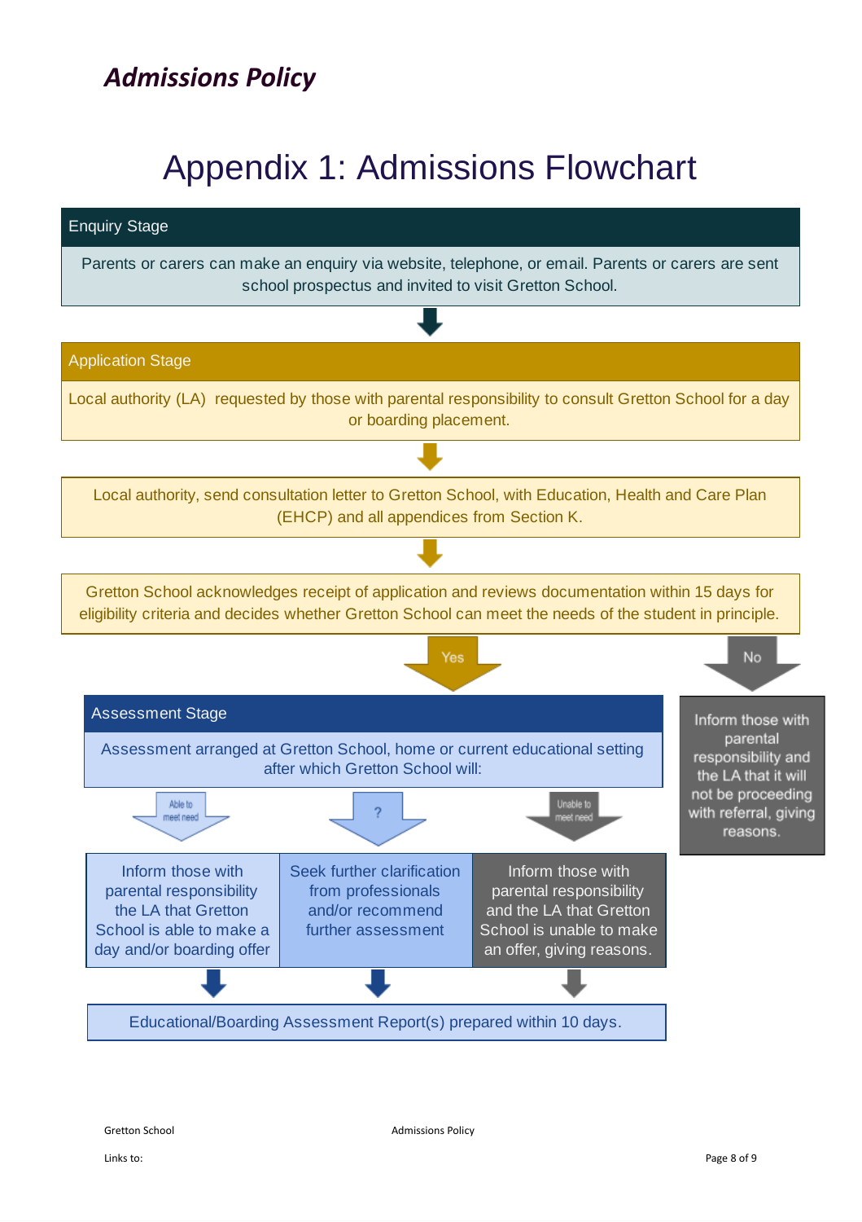# Appendix 1: Admissions Flowchart

## Enquiry Stage

Parents or carers can make an enquiry via website, telephone, or email. Parents or carers are sent school prospectus and invited to visit Gretton School.

↓

## Application Stage

Local authority (LA) requested by those with parental responsibility to consult Gretton School for a day or boarding placement.

↓

Local authority, send consultation letter to Gretton School, with Education, Health and Care Plan (EHCP) and all appendices from Section K.

↓

Gretton School acknowledges receipt of application and reviews documentation within 15 days for eligibility criteria and decides whether Gretton School can meet the needs of the student in principle.

**Yes** ↓ (continue to Assessment Stage)

**No** ↓ Inform those with parental responsibility and the LA that it will not be proceeding with referral, giving reasons.

## Assessment Stage

Assessment arranged at Gretton School, home or current educational setting after which Gretton School will:

- **Able to meet need** ↓ Inform those with parental responsibility the LA that Gretton School is able to make a day and/or boarding offer
- **?** ↓ Seek further clarification from professionals and/or recommend further assessment
- **Unable to meet need** ↓ Inform those with parental responsibility and the LA that Gretton School is unable to make an offer, giving reasons.

↓

Educational/Boarding Assessment Report(s) prepared within 10 days.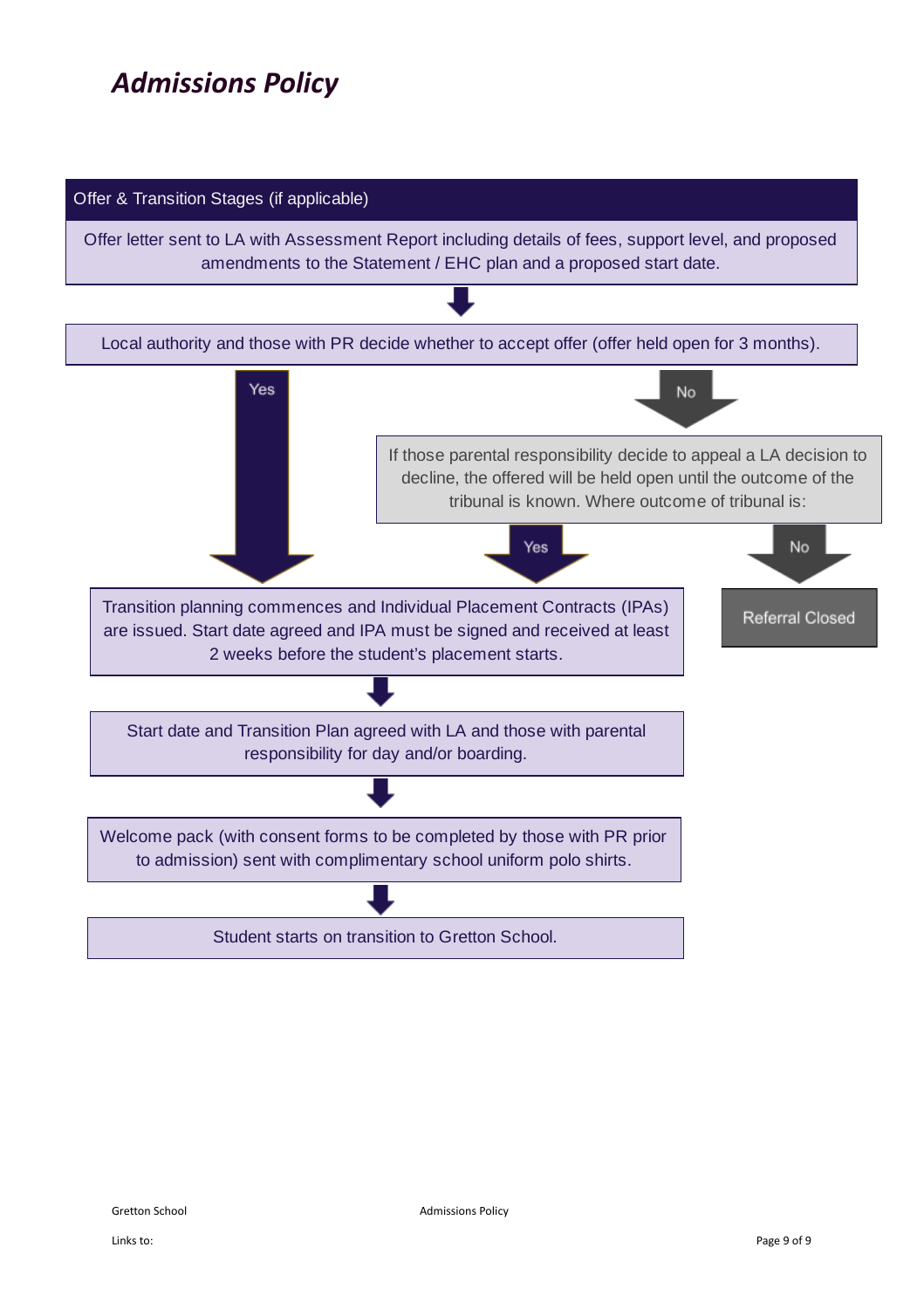# *Admissions Policy*

**Offer & Transition Stages (if applicable)**

Offer letter sent to LA with Assessment Report including details of fees, support level, and proposed amendments to the Statement / EHC plan and a proposed start date.

Local authority and those with PR decide whether to accept offer (offer held open for 3 months).

Yes

No

If those parental responsibility decide to appeal a LA decision to decline, the offered will be held open until the outcome of the tribunal is known. Where outcome of tribunal is:

Yes

No

Transition planning commences and Individual Placement Contracts (IPAs) are issued. Start date agreed and IPA must be signed and received at least 2 weeks before the student's placement starts.

Referral Closed

Start date and Transition Plan agreed with LA and those with parental responsibility for day and/or boarding.

Welcome pack (with consent forms to be completed by those with PR prior to admission) sent with complimentary school uniform polo shirts.

Student starts on transition to Gretton School.